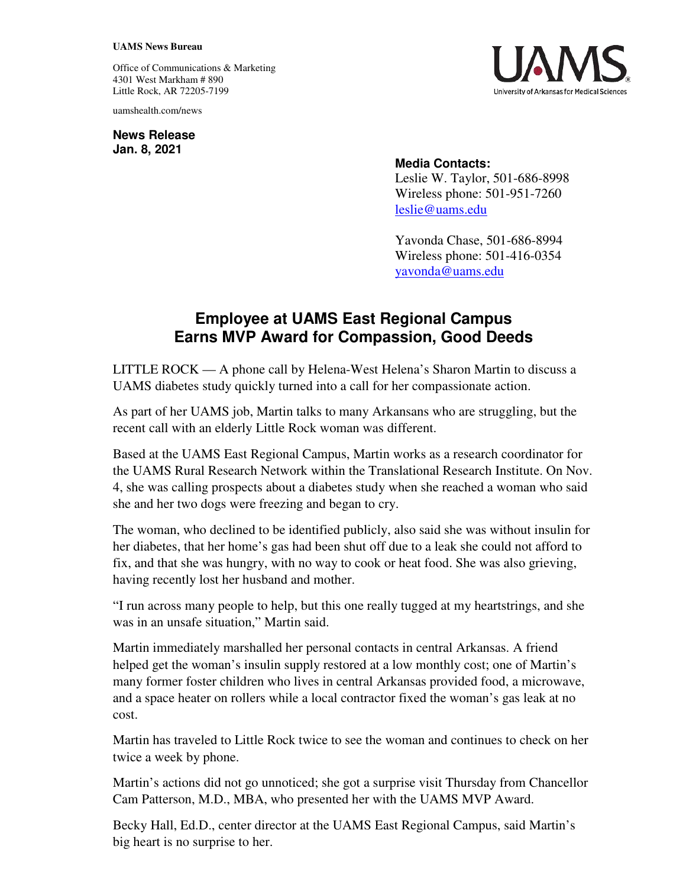**UAMS News Bureau**

Office of Communications & Marketing
4301 West Markham # 890
Little Rock, AR 72205-7199

uamshealth.com/news

**News Release**
**Jan. 8, 2021**

**Media Contacts:**
Leslie W. Taylor, 501-686-8998
Wireless phone: 501-951-7260
leslie@uams.edu

Yavonda Chase, 501-686-8994
Wireless phone: 501-416-0354
yavonda@uams.edu

# Employee at UAMS East Regional Campus Earns MVP Award for Compassion, Good Deeds

LITTLE ROCK — A phone call by Helena-West Helena's Sharon Martin to discuss a UAMS diabetes study quickly turned into a call for her compassionate action.

As part of her UAMS job, Martin talks to many Arkansans who are struggling, but the recent call with an elderly Little Rock woman was different.

Based at the UAMS East Regional Campus, Martin works as a research coordinator for the UAMS Rural Research Network within the Translational Research Institute. On Nov. 4, she was calling prospects about a diabetes study when she reached a woman who said she and her two dogs were freezing and began to cry.

The woman, who declined to be identified publicly, also said she was without insulin for her diabetes, that her home's gas had been shut off due to a leak she could not afford to fix, and that she was hungry, with no way to cook or heat food. She was also grieving, having recently lost her husband and mother.

"I run across many people to help, but this one really tugged at my heartstrings, and she was in an unsafe situation," Martin said.

Martin immediately marshalled her personal contacts in central Arkansas. A friend helped get the woman's insulin supply restored at a low monthly cost; one of Martin's many former foster children who lives in central Arkansas provided food, a microwave, and a space heater on rollers while a local contractor fixed the woman's gas leak at no cost.

Martin has traveled to Little Rock twice to see the woman and continues to check on her twice a week by phone.

Martin's actions did not go unnoticed; she got a surprise visit Thursday from Chancellor Cam Patterson, M.D., MBA, who presented her with the UAMS MVP Award.

Becky Hall, Ed.D., center director at the UAMS East Regional Campus, said Martin's big heart is no surprise to her.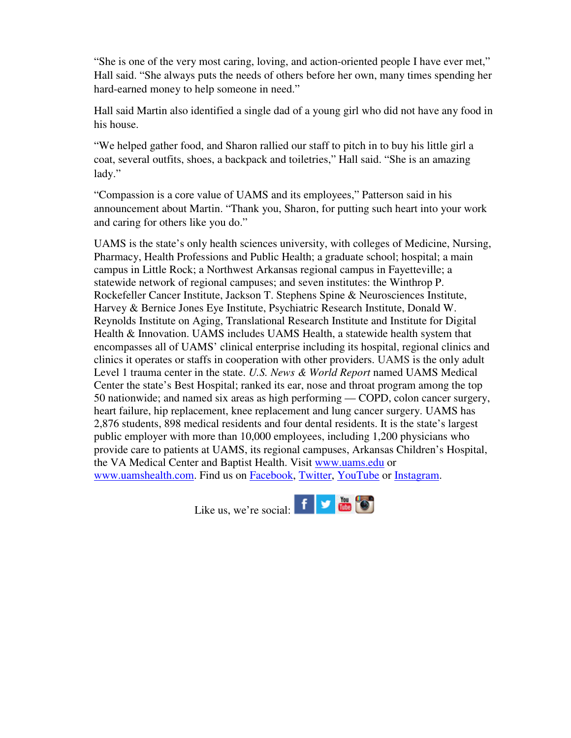"She is one of the very most caring, loving, and action-oriented people I have ever met," Hall said. "She always puts the needs of others before her own, many times spending her hard-earned money to help someone in need."

Hall said Martin also identified a single dad of a young girl who did not have any food in his house.

"We helped gather food, and Sharon rallied our staff to pitch in to buy his little girl a coat, several outfits, shoes, a backpack and toiletries," Hall said. "She is an amazing lady."

"Compassion is a core value of UAMS and its employees," Patterson said in his announcement about Martin. "Thank you, Sharon, for putting such heart into your work and caring for others like you do."

UAMS is the state's only health sciences university, with colleges of Medicine, Nursing, Pharmacy, Health Professions and Public Health; a graduate school; hospital; a main campus in Little Rock; a Northwest Arkansas regional campus in Fayetteville; a statewide network of regional campuses; and seven institutes: the Winthrop P. Rockefeller Cancer Institute, Jackson T. Stephens Spine & Neurosciences Institute, Harvey & Bernice Jones Eye Institute, Psychiatric Research Institute, Donald W. Reynolds Institute on Aging, Translational Research Institute and Institute for Digital Health & Innovation. UAMS includes UAMS Health, a statewide health system that encompasses all of UAMS' clinical enterprise including its hospital, regional clinics and clinics it operates or staffs in cooperation with other providers. UAMS is the only adult Level 1 trauma center in the state. *U.S. News & World Report* named UAMS Medical Center the state's Best Hospital; ranked its ear, nose and throat program among the top 50 nationwide; and named six areas as high performing — COPD, colon cancer surgery, heart failure, hip replacement, knee replacement and lung cancer surgery. UAMS has 2,876 students, 898 medical residents and four dental residents. It is the state's largest public employer with more than 10,000 employees, including 1,200 physicians who provide care to patients at UAMS, its regional campuses, Arkansas Children's Hospital, the VA Medical Center and Baptist Health. Visit www.uams.edu or www.uamshealth.com. Find us on Facebook, Twitter, YouTube or Instagram.

Like us, we're social: